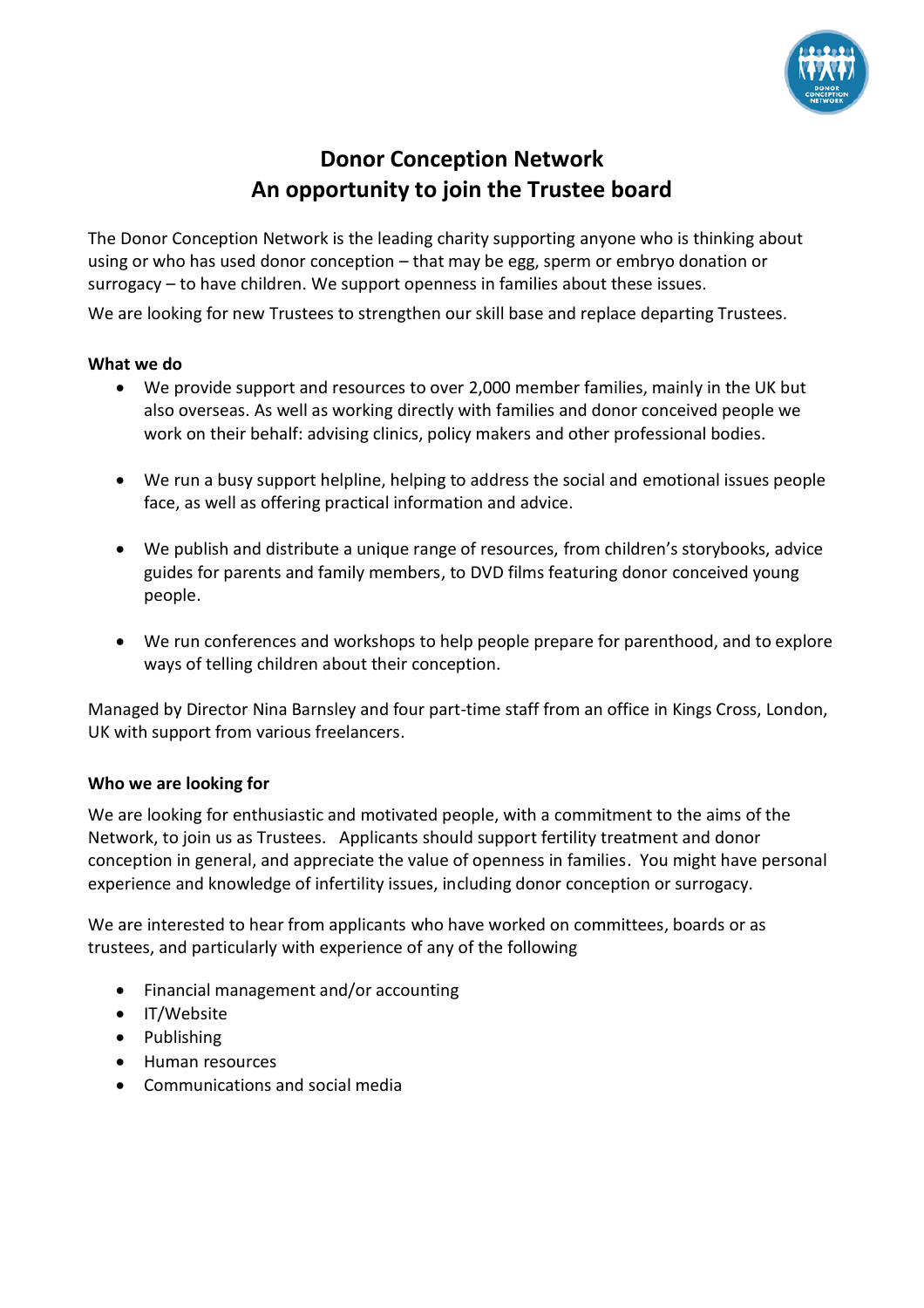# Donor Conception Network
# An opportunity to join the Trustee board

The Donor Conception Network is the leading charity supporting anyone who is thinking about using or who has used donor conception – that may be egg, sperm or embryo donation or surrogacy – to have children. We support openness in families about these issues.

We are looking for new Trustees to strengthen our skill base and replace departing Trustees.

**What we do**

- We provide support and resources to over 2,000 member families, mainly in the UK but also overseas. As well as working directly with families and donor conceived people we work on their behalf: advising clinics, policy makers and other professional bodies.
- We run a busy support helpline, helping to address the social and emotional issues people face, as well as offering practical information and advice.
- We publish and distribute a unique range of resources, from children's storybooks, advice guides for parents and family members, to DVD films featuring donor conceived young people.
- We run conferences and workshops to help people prepare for parenthood, and to explore ways of telling children about their conception.

Managed by Director Nina Barnsley and four part-time staff from an office in Kings Cross, London, UK with support from various freelancers.

**Who we are looking for**

We are looking for enthusiastic and motivated people, with a commitment to the aims of the Network, to join us as Trustees. Applicants should support fertility treatment and donor conception in general, and appreciate the value of openness in families. You might have personal experience and knowledge of infertility issues, including donor conception or surrogacy.

We are interested to hear from applicants who have worked on committees, boards or as trustees, and particularly with experience of any of the following

- Financial management and/or accounting
- IT/Website
- Publishing
- Human resources
- Communications and social media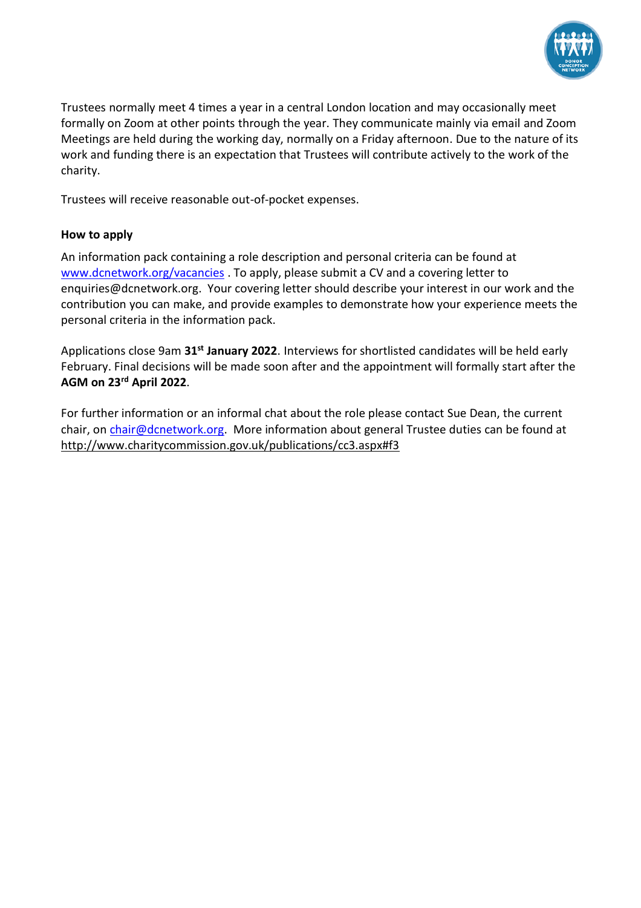Trustees normally meet 4 times a year in a central London location and may occasionally meet formally on Zoom at other points through the year. They communicate mainly via email and Zoom Meetings are held during the working day, normally on a Friday afternoon. Due to the nature of its work and funding there is an expectation that Trustees will contribute actively to the work of the charity.

Trustees will receive reasonable out-of-pocket expenses.

**How to apply**

An information pack containing a role description and personal criteria can be found at www.dcnetwork.org/vacancies . To apply, please submit a CV and a covering letter to enquiries@dcnetwork.org. Your covering letter should describe your interest in our work and the contribution you can make, and provide examples to demonstrate how your experience meets the personal criteria in the information pack.

Applications close 9am **31st January 2022**. Interviews for shortlisted candidates will be held early February. Final decisions will be made soon after and the appointment will formally start after the **AGM on 23rd April 2022**.

For further information or an informal chat about the role please contact Sue Dean, the current chair, on chair@dcnetwork.org. More information about general Trustee duties can be found at http://www.charitycommission.gov.uk/publications/cc3.aspx#f3